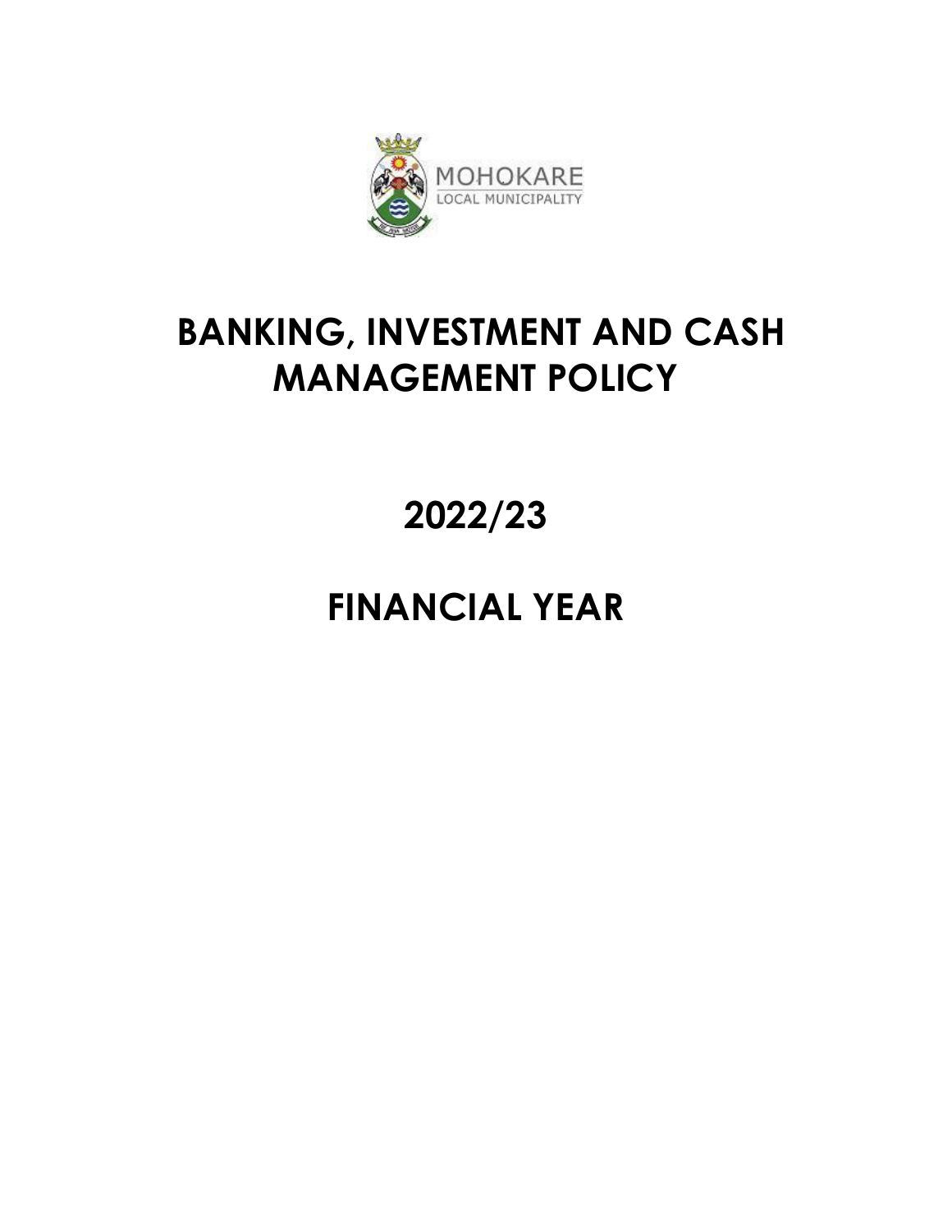MOHOKARE
LOCAL MUNICIPALITY

# BANKING, INVESTMENT AND CASH MANAGEMENT POLICY

# 2022/23

# FINANCIAL YEAR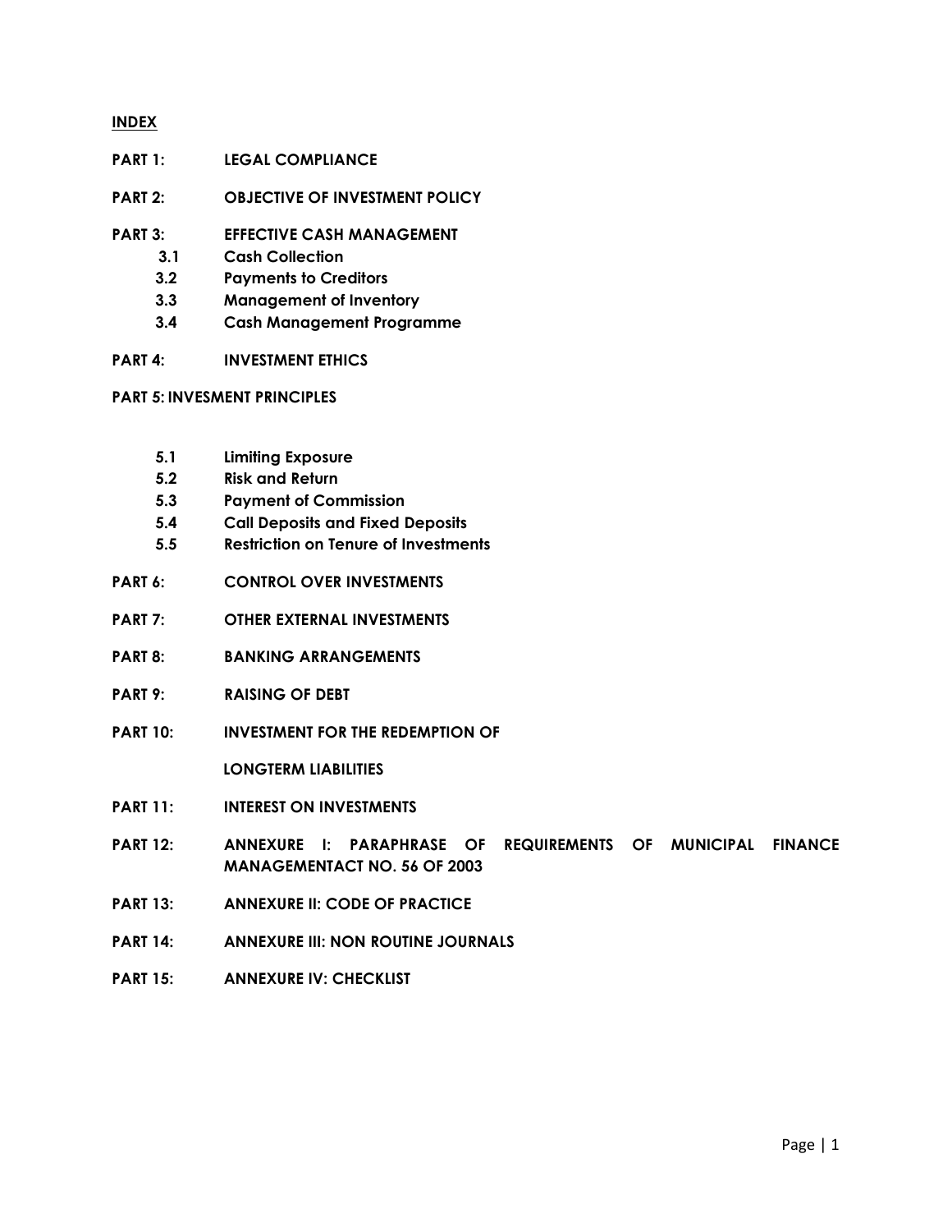**INDEX**

**PART 1:** **LEGAL COMPLIANCE**

**PART 2:** **OBJECTIVE OF INVESTMENT POLICY**

**PART 3:** **EFFECTIVE CASH MANAGEMENT**

- **3.1** **Cash Collection**
- **3.2** **Payments to Creditors**
- **3.3** **Management of Inventory**
- **3.4** **Cash Management Programme**

**PART 4:** **INVESTMENT ETHICS**

**PART 5: INVESMENT PRINCIPLES**

- **5.1** **Limiting Exposure**
- **5.2** **Risk and Return**
- **5.3** **Payment of Commission**
- **5.4** **Call Deposits and Fixed Deposits**
- **5.5** **Restriction on Tenure of Investments**

**PART 6:** **CONTROL OVER INVESTMENTS**

**PART 7:** **OTHER EXTERNAL INVESTMENTS**

**PART 8:** **BANKING ARRANGEMENTS**

**PART 9:** **RAISING OF DEBT**

**PART 10:** **INVESTMENT FOR THE REDEMPTION OF LONGTERM LIABILITIES**

**PART 11:** **INTEREST ON INVESTMENTS**

**PART 12:** **ANNEXURE I: PARAPHRASE OF REQUIREMENTS OF MUNICIPAL FINANCE MANAGEMENTACT NO. 56 OF 2003**

**PART 13:** **ANNEXURE II: CODE OF PRACTICE**

**PART 14:** **ANNEXURE III: NON ROUTINE JOURNALS**

**PART 15:** **ANNEXURE IV: CHECKLIST**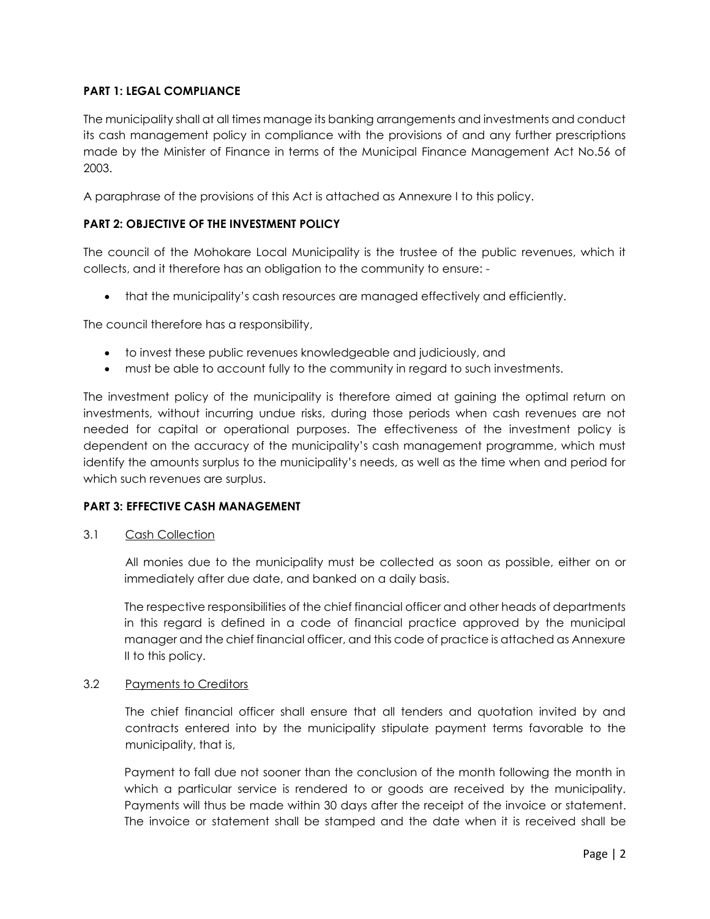**PART 1: LEGAL COMPLIANCE**

The municipality shall at all times manage its banking arrangements and investments and conduct its cash management policy in compliance with the provisions of and any further prescriptions made by the Minister of Finance in terms of the Municipal Finance Management Act No.56 of 2003.

A paraphrase of the provisions of this Act is attached as Annexure I to this policy.

**PART 2: OBJECTIVE OF THE INVESTMENT POLICY**

The council of the Mohokare Local Municipality is the trustee of the public revenues, which it collects, and it therefore has an obligation to the community to ensure: -

- that the municipality's cash resources are managed effectively and efficiently.

The council therefore has a responsibility,

- to invest these public revenues knowledgeable and judiciously, and
- must be able to account fully to the community in regard to such investments.

The investment policy of the municipality is therefore aimed at gaining the optimal return on investments, without incurring undue risks, during those periods when cash revenues are not needed for capital or operational purposes. The effectiveness of the investment policy is dependent on the accuracy of the municipality's cash management programme, which must identify the amounts surplus to the municipality's needs, as well as the time when and period for which such revenues are surplus.

**PART 3: EFFECTIVE CASH MANAGEMENT**

3.1 Cash Collection

All monies due to the municipality must be collected as soon as possible, either on or immediately after due date, and banked on a daily basis.

The respective responsibilities of the chief financial officer and other heads of departments in this regard is defined in a code of financial practice approved by the municipal manager and the chief financial officer, and this code of practice is attached as Annexure II to this policy.

3.2 Payments to Creditors

The chief financial officer shall ensure that all tenders and quotation invited by and contracts entered into by the municipality stipulate payment terms favorable to the municipality, that is,

Payment to fall due not sooner than the conclusion of the month following the month in which a particular service is rendered to or goods are received by the municipality. Payments will thus be made within 30 days after the receipt of the invoice or statement. The invoice or statement shall be stamped and the date when it is received shall be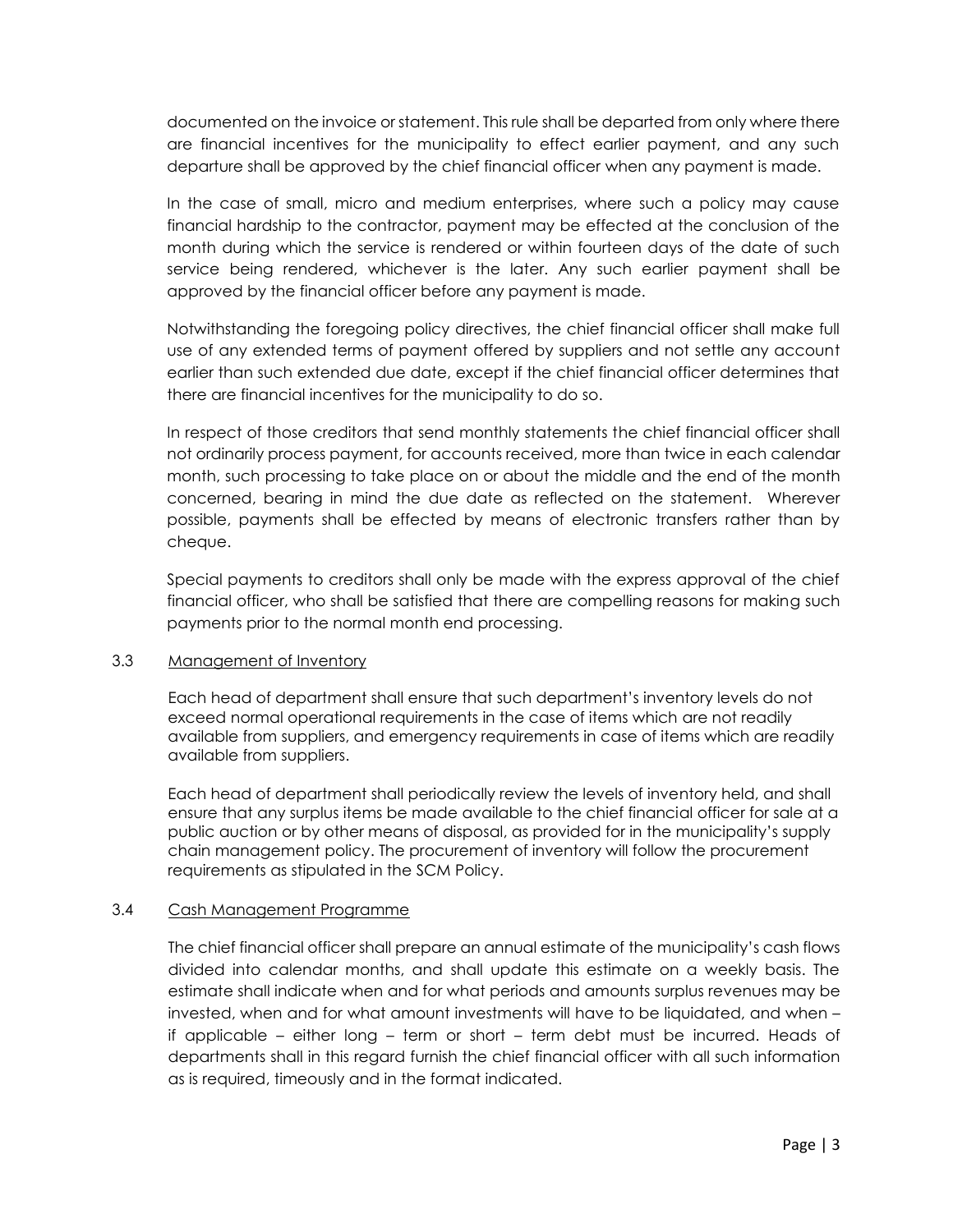documented on the invoice or statement. This rule shall be departed from only where there are financial incentives for the municipality to effect earlier payment, and any such departure shall be approved by the chief financial officer when any payment is made.

In the case of small, micro and medium enterprises, where such a policy may cause financial hardship to the contractor, payment may be effected at the conclusion of the month during which the service is rendered or within fourteen days of the date of such service being rendered, whichever is the later. Any such earlier payment shall be approved by the financial officer before any payment is made.

Notwithstanding the foregoing policy directives, the chief financial officer shall make full use of any extended terms of payment offered by suppliers and not settle any account earlier than such extended due date, except if the chief financial officer determines that there are financial incentives for the municipality to do so.

In respect of those creditors that send monthly statements the chief financial officer shall not ordinarily process payment, for accounts received, more than twice in each calendar month, such processing to take place on or about the middle and the end of the month concerned, bearing in mind the due date as reflected on the statement. Wherever possible, payments shall be effected by means of electronic transfers rather than by cheque.

Special payments to creditors shall only be made with the express approval of the chief financial officer, who shall be satisfied that there are compelling reasons for making such payments prior to the normal month end processing.

### 3.3 Management of Inventory

Each head of department shall ensure that such department's inventory levels do not exceed normal operational requirements in the case of items which are not readily available from suppliers, and emergency requirements in case of items which are readily available from suppliers.

Each head of department shall periodically review the levels of inventory held, and shall ensure that any surplus items be made available to the chief financial officer for sale at a public auction or by other means of disposal, as provided for in the municipality's supply chain management policy. The procurement of inventory will follow the procurement requirements as stipulated in the SCM Policy.

### 3.4 Cash Management Programme

The chief financial officer shall prepare an annual estimate of the municipality's cash flows divided into calendar months, and shall update this estimate on a weekly basis. The estimate shall indicate when and for what periods and amounts surplus revenues may be invested, when and for what amount investments will have to be liquidated, and when – if applicable – either long – term or short – term debt must be incurred. Heads of departments shall in this regard furnish the chief financial officer with all such information as is required, timeously and in the format indicated.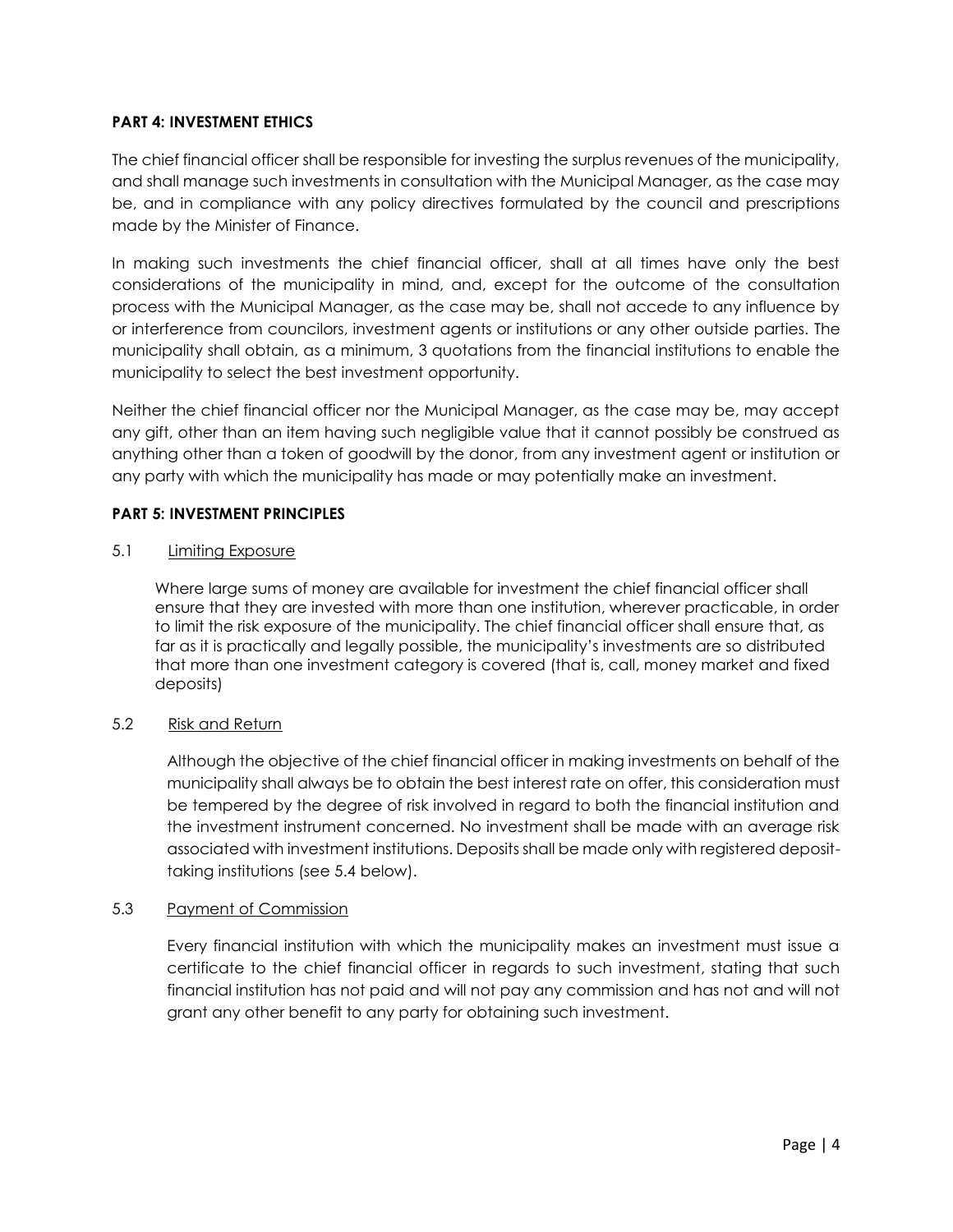**PART 4: INVESTMENT ETHICS**

The chief financial officer shall be responsible for investing the surplus revenues of the municipality, and shall manage such investments in consultation with the Municipal Manager, as the case may be, and in compliance with any policy directives formulated by the council and prescriptions made by the Minister of Finance.

In making such investments the chief financial officer, shall at all times have only the best considerations of the municipality in mind, and, except for the outcome of the consultation process with the Municipal Manager, as the case may be, shall not accede to any influence by or interference from councilors, investment agents or institutions or any other outside parties. The municipality shall obtain, as a minimum, 3 quotations from the financial institutions to enable the municipality to select the best investment opportunity.

Neither the chief financial officer nor the Municipal Manager, as the case may be, may accept any gift, other than an item having such negligible value that it cannot possibly be construed as anything other than a token of goodwill by the donor, from any investment agent or institution or any party with which the municipality has made or may potentially make an investment.

**PART 5: INVESTMENT PRINCIPLES**

5.1 Limiting Exposure

Where large sums of money are available for investment the chief financial officer shall ensure that they are invested with more than one institution, wherever practicable, in order to limit the risk exposure of the municipality. The chief financial officer shall ensure that, as far as it is practically and legally possible, the municipality's investments are so distributed that more than one investment category is covered (that is, call, money market and fixed deposits)

5.2 Risk and Return

Although the objective of the chief financial officer in making investments on behalf of the municipality shall always be to obtain the best interest rate on offer, this consideration must be tempered by the degree of risk involved in regard to both the financial institution and the investment instrument concerned. No investment shall be made with an average risk associated with investment institutions. Deposits shall be made only with registered deposit-taking institutions (see 5.4 below).

5.3 Payment of Commission

Every financial institution with which the municipality makes an investment must issue a certificate to the chief financial officer in regards to such investment, stating that such financial institution has not paid and will not pay any commission and has not and will not grant any other benefit to any party for obtaining such investment.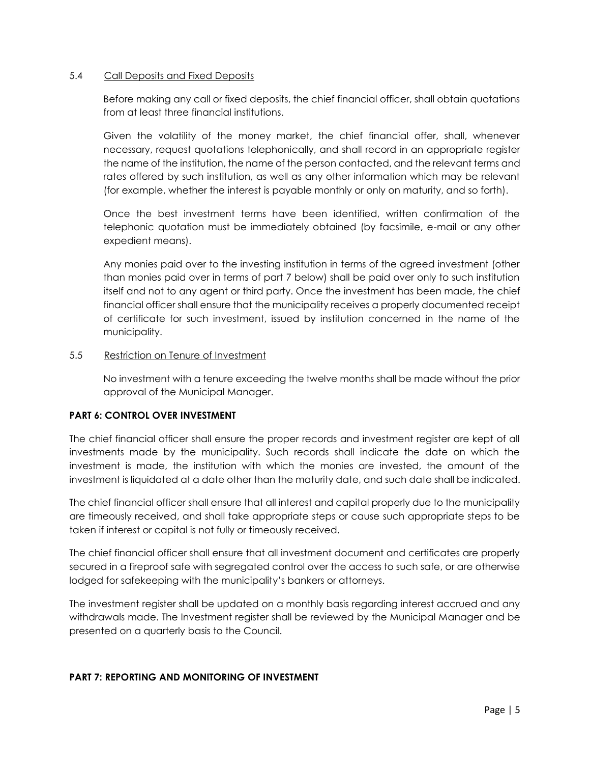### 5.4 <u>Call Deposits and Fixed Deposits</u>

Before making any call or fixed deposits, the chief financial officer, shall obtain quotations from at least three financial institutions.

Given the volatility of the money market, the chief financial offer, shall, whenever necessary, request quotations telephonically, and shall record in an appropriate register the name of the institution, the name of the person contacted, and the relevant terms and rates offered by such institution, as well as any other information which may be relevant (for example, whether the interest is payable monthly or only on maturity, and so forth).

Once the best investment terms have been identified, written confirmation of the telephonic quotation must be immediately obtained (by facsimile, e-mail or any other expedient means).

Any monies paid over to the investing institution in terms of the agreed investment (other than monies paid over in terms of part 7 below) shall be paid over only to such institution itself and not to any agent or third party. Once the investment has been made, the chief financial officer shall ensure that the municipality receives a properly documented receipt of certificate for such investment, issued by institution concerned in the name of the municipality.

### 5.5 <u>Restriction on Tenure of Investment</u>

No investment with a tenure exceeding the twelve months shall be made without the prior approval of the Municipal Manager.

## PART 6: CONTROL OVER INVESTMENT

The chief financial officer shall ensure the proper records and investment register are kept of all investments made by the municipality. Such records shall indicate the date on which the investment is made, the institution with which the monies are invested, the amount of the investment is liquidated at a date other than the maturity date, and such date shall be indicated.

The chief financial officer shall ensure that all interest and capital properly due to the municipality are timeously received, and shall take appropriate steps or cause such appropriate steps to be taken if interest or capital is not fully or timeously received.

The chief financial officer shall ensure that all investment document and certificates are properly secured in a fireproof safe with segregated control over the access to such safe, or are otherwise lodged for safekeeping with the municipality's bankers or attorneys.

The investment register shall be updated on a monthly basis regarding interest accrued and any withdrawals made. The Investment register shall be reviewed by the Municipal Manager and be presented on a quarterly basis to the Council.

## PART 7: REPORTING AND MONITORING OF INVESTMENT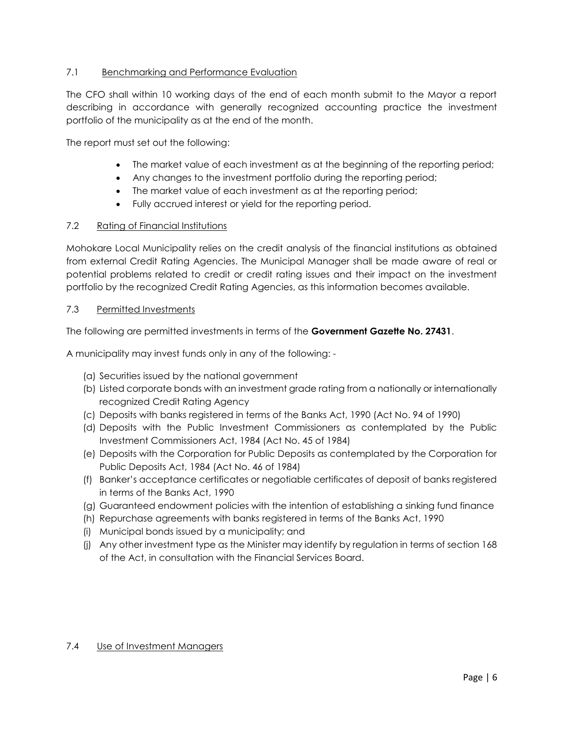### 7.1 Benchmarking and Performance Evaluation

The CFO shall within 10 working days of the end of each month submit to the Mayor a report describing in accordance with generally recognized accounting practice the investment portfolio of the municipality as at the end of the month.

The report must set out the following:

- The market value of each investment as at the beginning of the reporting period;
- Any changes to the investment portfolio during the reporting period;
- The market value of each investment as at the reporting period;
- Fully accrued interest or yield for the reporting period.

### 7.2 Rating of Financial Institutions

Mohokare Local Municipality relies on the credit analysis of the financial institutions as obtained from external Credit Rating Agencies. The Municipal Manager shall be made aware of real or potential problems related to credit or credit rating issues and their impact on the investment portfolio by the recognized Credit Rating Agencies, as this information becomes available.

### 7.3 Permitted Investments

The following are permitted investments in terms of the **Government Gazette No. 27431**.

A municipality may invest funds only in any of the following: -

(a) Securities issued by the national government
(b) Listed corporate bonds with an investment grade rating from a nationally or internationally recognized Credit Rating Agency
(c) Deposits with banks registered in terms of the Banks Act, 1990 (Act No. 94 of 1990)
(d) Deposits with the Public Investment Commissioners as contemplated by the Public Investment Commissioners Act, 1984 (Act No. 45 of 1984)
(e) Deposits with the Corporation for Public Deposits as contemplated by the Corporation for Public Deposits Act, 1984 (Act No. 46 of 1984)
(f) Banker's acceptance certificates or negotiable certificates of deposit of banks registered in terms of the Banks Act, 1990
(g) Guaranteed endowment policies with the intention of establishing a sinking fund finance
(h) Repurchase agreements with banks registered in terms of the Banks Act, 1990
(i) Municipal bonds issued by a municipality; and
(j) Any other investment type as the Minister may identify by regulation in terms of section 168 of the Act, in consultation with the Financial Services Board.

### 7.4 Use of Investment Managers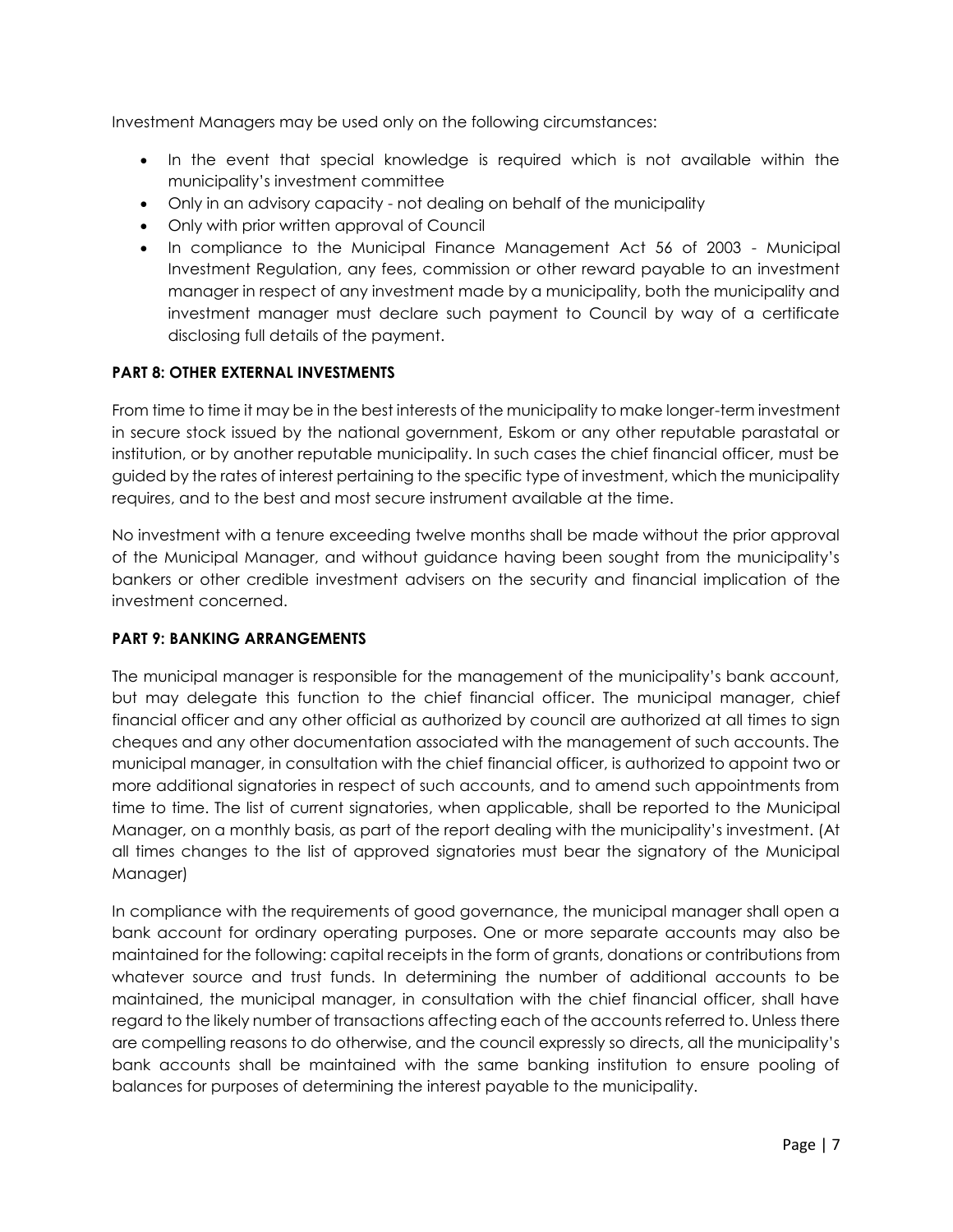Investment Managers may be used only on the following circumstances:

- In the event that special knowledge is required which is not available within the municipality's investment committee
- Only in an advisory capacity - not dealing on behalf of the municipality
- Only with prior written approval of Council
- In compliance to the Municipal Finance Management Act 56 of 2003 - Municipal Investment Regulation, any fees, commission or other reward payable to an investment manager in respect of any investment made by a municipality, both the municipality and investment manager must declare such payment to Council by way of a certificate disclosing full details of the payment.

**PART 8: OTHER EXTERNAL INVESTMENTS**

From time to time it may be in the best interests of the municipality to make longer-term investment in secure stock issued by the national government, Eskom or any other reputable parastatal or institution, or by another reputable municipality. In such cases the chief financial officer, must be guided by the rates of interest pertaining to the specific type of investment, which the municipality requires, and to the best and most secure instrument available at the time.

No investment with a tenure exceeding twelve months shall be made without the prior approval of the Municipal Manager, and without guidance having been sought from the municipality's bankers or other credible investment advisers on the security and financial implication of the investment concerned.

**PART 9: BANKING ARRANGEMENTS**

The municipal manager is responsible for the management of the municipality's bank account, but may delegate this function to the chief financial officer. The municipal manager, chief financial officer and any other official as authorized by council are authorized at all times to sign cheques and any other documentation associated with the management of such accounts. The municipal manager, in consultation with the chief financial officer, is authorized to appoint two or more additional signatories in respect of such accounts, and to amend such appointments from time to time. The list of current signatories, when applicable, shall be reported to the Municipal Manager, on a monthly basis, as part of the report dealing with the municipality's investment. (At all times changes to the list of approved signatories must bear the signatory of the Municipal Manager)

In compliance with the requirements of good governance, the municipal manager shall open a bank account for ordinary operating purposes. One or more separate accounts may also be maintained for the following: capital receipts in the form of grants, donations or contributions from whatever source and trust funds. In determining the number of additional accounts to be maintained, the municipal manager, in consultation with the chief financial officer, shall have regard to the likely number of transactions affecting each of the accounts referred to. Unless there are compelling reasons to do otherwise, and the council expressly so directs, all the municipality's bank accounts shall be maintained with the same banking institution to ensure pooling of balances for purposes of determining the interest payable to the municipality.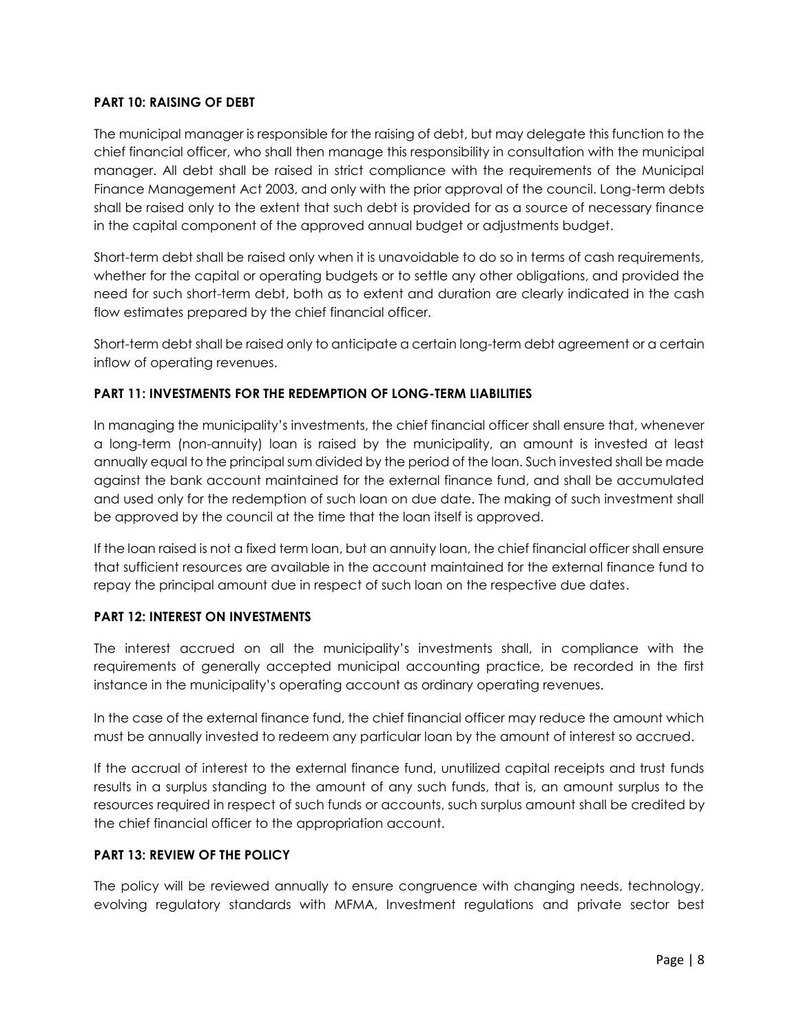**PART 10: RAISING OF DEBT**

The municipal manager is responsible for the raising of debt, but may delegate this function to the chief financial officer, who shall then manage this responsibility in consultation with the municipal manager. All debt shall be raised in strict compliance with the requirements of the Municipal Finance Management Act 2003, and only with the prior approval of the council. Long-term debts shall be raised only to the extent that such debt is provided for as a source of necessary finance in the capital component of the approved annual budget or adjustments budget.

Short-term debt shall be raised only when it is unavoidable to do so in terms of cash requirements, whether for the capital or operating budgets or to settle any other obligations, and provided the need for such short-term debt, both as to extent and duration are clearly indicated in the cash flow estimates prepared by the chief financial officer.

Short-term debt shall be raised only to anticipate a certain long-term debt agreement or a certain inflow of operating revenues.

**PART 11: INVESTMENTS FOR THE REDEMPTION OF LONG-TERM LIABILITIES**

In managing the municipality's investments, the chief financial officer shall ensure that, whenever a long-term (non-annuity) loan is raised by the municipality, an amount is invested at least annually equal to the principal sum divided by the period of the loan. Such invested shall be made against the bank account maintained for the external finance fund, and shall be accumulated and used only for the redemption of such loan on due date. The making of such investment shall be approved by the council at the time that the loan itself is approved.

If the loan raised is not a fixed term loan, but an annuity loan, the chief financial officer shall ensure that sufficient resources are available in the account maintained for the external finance fund to repay the principal amount due in respect of such loan on the respective due dates.

**PART 12: INTEREST ON INVESTMENTS**

The interest accrued on all the municipality's investments shall, in compliance with the requirements of generally accepted municipal accounting practice, be recorded in the first instance in the municipality's operating account as ordinary operating revenues.

In the case of the external finance fund, the chief financial officer may reduce the amount which must be annually invested to redeem any particular loan by the amount of interest so accrued.

If the accrual of interest to the external finance fund, unutilized capital receipts and trust funds results in a surplus standing to the amount of any such funds, that is, an amount surplus to the resources required in respect of such funds or accounts, such surplus amount shall be credited by the chief financial officer to the appropriation account.

**PART 13: REVIEW OF THE POLICY**

The policy will be reviewed annually to ensure congruence with changing needs, technology, evolving regulatory standards with MFMA, Investment regulations and private sector best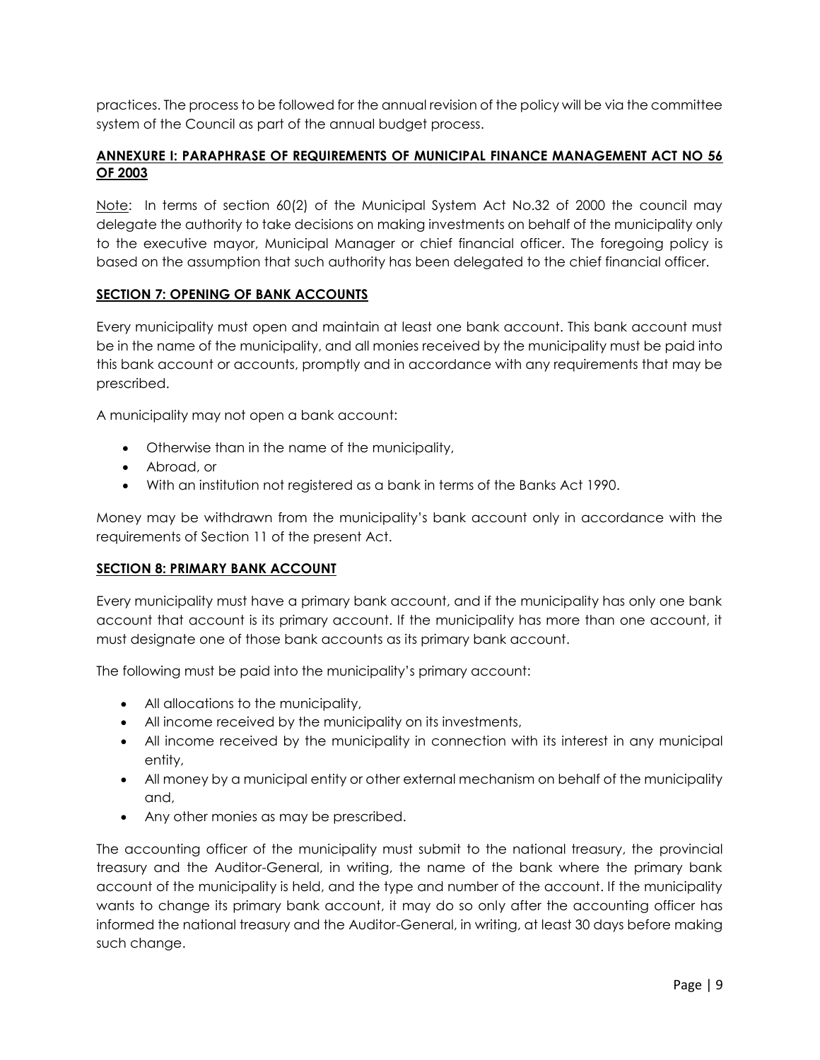practices. The process to be followed for the annual revision of the policy will be via the committee system of the Council as part of the annual budget process.

## ANNEXURE I: PARAPHRASE OF REQUIREMENTS OF MUNICIPAL FINANCE MANAGEMENT ACT NO 56 OF 2003

Note: In terms of section 60(2) of the Municipal System Act No.32 of 2000 the council may delegate the authority to take decisions on making investments on behalf of the municipality only to the executive mayor, Municipal Manager or chief financial officer. The foregoing policy is based on the assumption that such authority has been delegated to the chief financial officer.

### SECTION 7: OPENING OF BANK ACCOUNTS

Every municipality must open and maintain at least one bank account. This bank account must be in the name of the municipality, and all monies received by the municipality must be paid into this bank account or accounts, promptly and in accordance with any requirements that may be prescribed.

A municipality may not open a bank account:

- Otherwise than in the name of the municipality,
- Abroad, or
- With an institution not registered as a bank in terms of the Banks Act 1990.

Money may be withdrawn from the municipality's bank account only in accordance with the requirements of Section 11 of the present Act.

### SECTION 8: PRIMARY BANK ACCOUNT

Every municipality must have a primary bank account, and if the municipality has only one bank account that account is its primary account. If the municipality has more than one account, it must designate one of those bank accounts as its primary bank account.

The following must be paid into the municipality's primary account:

- All allocations to the municipality,
- All income received by the municipality on its investments,
- All income received by the municipality in connection with its interest in any municipal entity,
- All money by a municipal entity or other external mechanism on behalf of the municipality and,
- Any other monies as may be prescribed.

The accounting officer of the municipality must submit to the national treasury, the provincial treasury and the Auditor-General, in writing, the name of the bank where the primary bank account of the municipality is held, and the type and number of the account. If the municipality wants to change its primary bank account, it may do so only after the accounting officer has informed the national treasury and the Auditor-General, in writing, at least 30 days before making such change.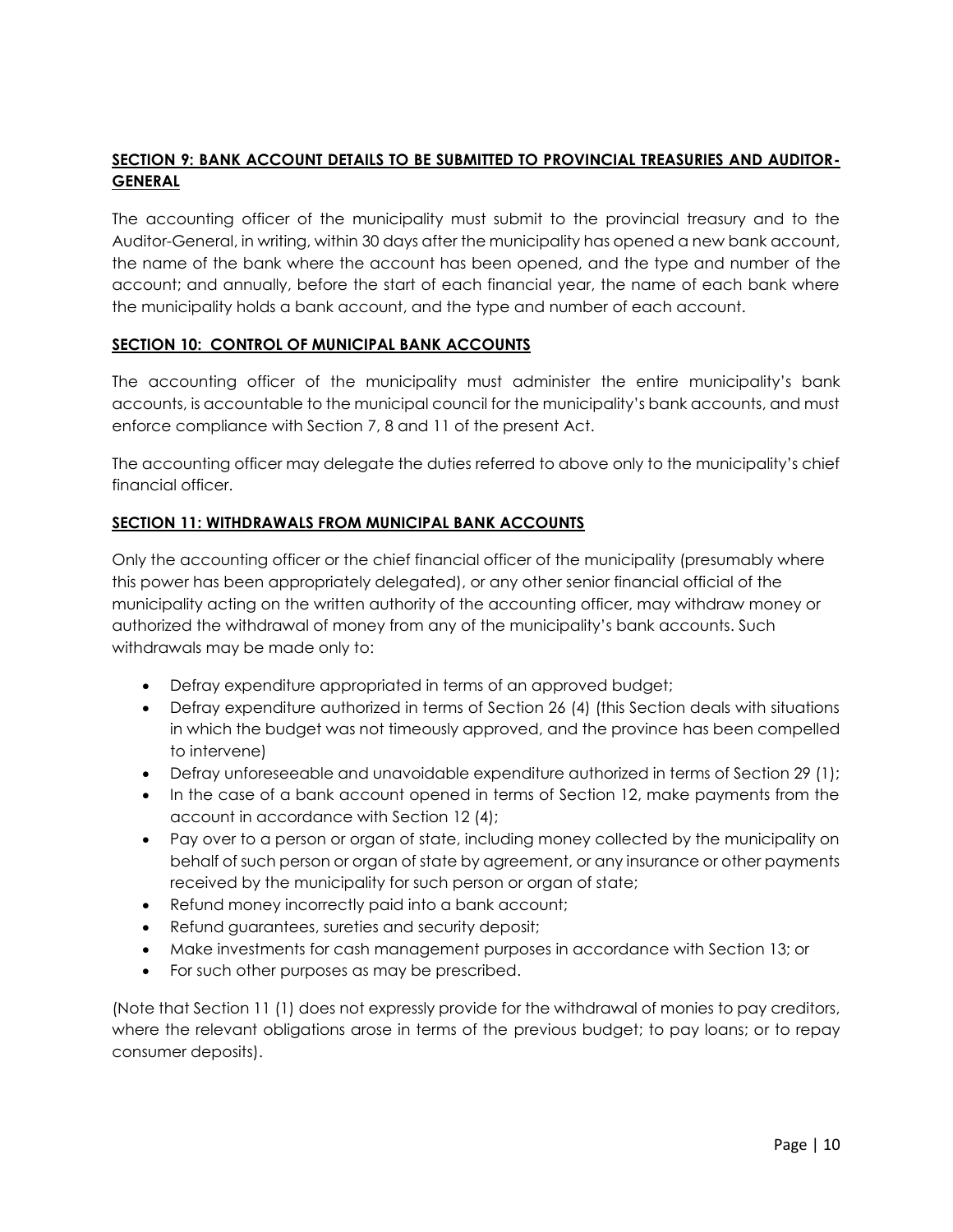## **SECTION 9: BANK ACCOUNT DETAILS TO BE SUBMITTED TO PROVINCIAL TREASURIES AND AUDITOR-GENERAL**

The accounting officer of the municipality must submit to the provincial treasury and to the Auditor-General, in writing, within 30 days after the municipality has opened a new bank account, the name of the bank where the account has been opened, and the type and number of the account; and annually, before the start of each financial year, the name of each bank where the municipality holds a bank account, and the type and number of each account.

## **SECTION 10: CONTROL OF MUNICIPAL BANK ACCOUNTS**

The accounting officer of the municipality must administer the entire municipality's bank accounts, is accountable to the municipal council for the municipality's bank accounts, and must enforce compliance with Section 7, 8 and 11 of the present Act.

The accounting officer may delegate the duties referred to above only to the municipality's chief financial officer.

## **SECTION 11: WITHDRAWALS FROM MUNICIPAL BANK ACCOUNTS**

Only the accounting officer or the chief financial officer of the municipality (presumably where this power has been appropriately delegated), or any other senior financial official of the municipality acting on the written authority of the accounting officer, may withdraw money or authorized the withdrawal of money from any of the municipality's bank accounts. Such withdrawals may be made only to:

- Defray expenditure appropriated in terms of an approved budget;
- Defray expenditure authorized in terms of Section 26 (4) (this Section deals with situations in which the budget was not timeously approved, and the province has been compelled to intervene)
- Defray unforeseeable and unavoidable expenditure authorized in terms of Section 29 (1);
- In the case of a bank account opened in terms of Section 12, make payments from the account in accordance with Section 12 (4);
- Pay over to a person or organ of state, including money collected by the municipality on behalf of such person or organ of state by agreement, or any insurance or other payments received by the municipality for such person or organ of state;
- Refund money incorrectly paid into a bank account;
- Refund guarantees, sureties and security deposit;
- Make investments for cash management purposes in accordance with Section 13; or
- For such other purposes as may be prescribed.

(Note that Section 11 (1) does not expressly provide for the withdrawal of monies to pay creditors, where the relevant obligations arose in terms of the previous budget; to pay loans; or to repay consumer deposits).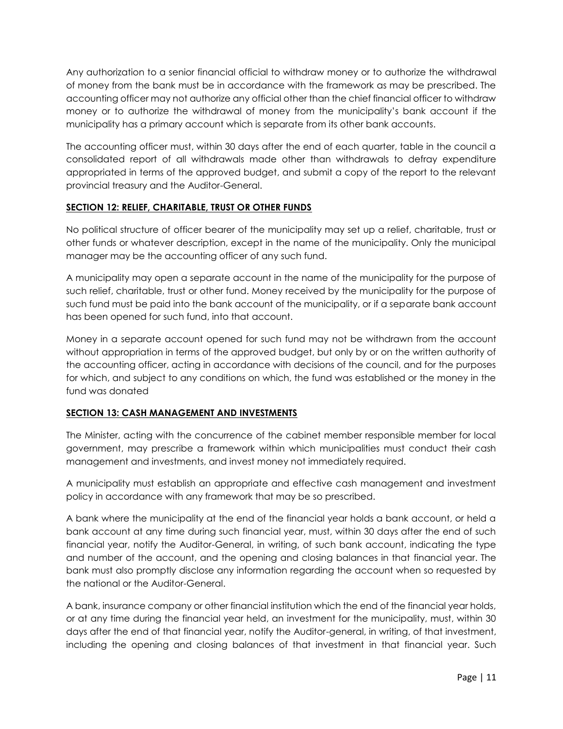Any authorization to a senior financial official to withdraw money or to authorize the withdrawal of money from the bank must be in accordance with the framework as may be prescribed. The accounting officer may not authorize any official other than the chief financial officer to withdraw money or to authorize the withdrawal of money from the municipality's bank account if the municipality has a primary account which is separate from its other bank accounts.

The accounting officer must, within 30 days after the end of each quarter, table in the council a consolidated report of all withdrawals made other than withdrawals to defray expenditure appropriated in terms of the approved budget, and submit a copy of the report to the relevant provincial treasury and the Auditor-General.

**SECTION 12: RELIEF, CHARITABLE, TRUST OR OTHER FUNDS**

No political structure of officer bearer of the municipality may set up a relief, charitable, trust or other funds or whatever description, except in the name of the municipality. Only the municipal manager may be the accounting officer of any such fund.

A municipality may open a separate account in the name of the municipality for the purpose of such relief, charitable, trust or other fund. Money received by the municipality for the purpose of such fund must be paid into the bank account of the municipality, or if a separate bank account has been opened for such fund, into that account.

Money in a separate account opened for such fund may not be withdrawn from the account without appropriation in terms of the approved budget, but only by or on the written authority of the accounting officer, acting in accordance with decisions of the council, and for the purposes for which, and subject to any conditions on which, the fund was established or the money in the fund was donated

**SECTION 13: CASH MANAGEMENT AND INVESTMENTS**

The Minister, acting with the concurrence of the cabinet member responsible member for local government, may prescribe a framework within which municipalities must conduct their cash management and investments, and invest money not immediately required.

A municipality must establish an appropriate and effective cash management and investment policy in accordance with any framework that may be so prescribed.

A bank where the municipality at the end of the financial year holds a bank account, or held a bank account at any time during such financial year, must, within 30 days after the end of such financial year, notify the Auditor-General, in writing, of such bank account, indicating the type and number of the account, and the opening and closing balances in that financial year. The bank must also promptly disclose any information regarding the account when so requested by the national or the Auditor-General.

A bank, insurance company or other financial institution which the end of the financial year holds, or at any time during the financial year held, an investment for the municipality, must, within 30 days after the end of that financial year, notify the Auditor-general, in writing, of that investment, including the opening and closing balances of that investment in that financial year. Such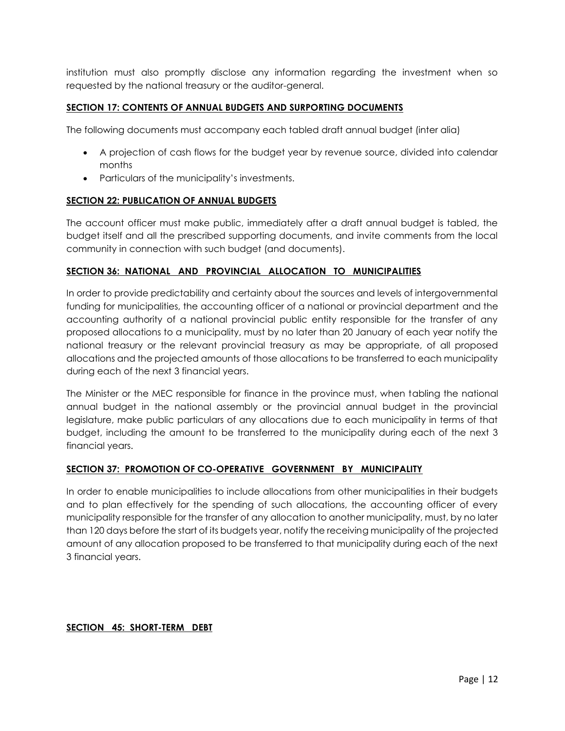institution must also promptly disclose any information regarding the investment when so requested by the national treasury or the auditor-general.

## **SECTION 17: CONTENTS OF ANNUAL BUDGETS AND SURPORTING DOCUMENTS**

The following documents must accompany each tabled draft annual budget (inter alia)

- A projection of cash flows for the budget year by revenue source, divided into calendar months
- Particulars of the municipality's investments.

## **SECTION 22: PUBLICATION OF ANNUAL BUDGETS**

The account officer must make public, immediately after a draft annual budget is tabled, the budget itself and all the prescribed supporting documents, and invite comments from the local community in connection with such budget (and documents).

## **SECTION 36: NATIONAL AND PROVINCIAL ALLOCATION TO MUNICIPALITIES**

In order to provide predictability and certainty about the sources and levels of intergovernmental funding for municipalities, the accounting officer of a national or provincial department and the accounting authority of a national provincial public entity responsible for the transfer of any proposed allocations to a municipality, must by no later than 20 January of each year notify the national treasury or the relevant provincial treasury as may be appropriate, of all proposed allocations and the projected amounts of those allocations to be transferred to each municipality during each of the next 3 financial years.

The Minister or the MEC responsible for finance in the province must, when tabling the national annual budget in the national assembly or the provincial annual budget in the provincial legislature, make public particulars of any allocations due to each municipality in terms of that budget, including the amount to be transferred to the municipality during each of the next 3 financial years.

## **SECTION 37: PROMOTION OF CO-OPERATIVE GOVERNMENT BY MUNICIPALITY**

In order to enable municipalities to include allocations from other municipalities in their budgets and to plan effectively for the spending of such allocations, the accounting officer of every municipality responsible for the transfer of any allocation to another municipality, must, by no later than 120 days before the start of its budgets year, notify the receiving municipality of the projected amount of any allocation proposed to be transferred to that municipality during each of the next 3 financial years.

## **SECTION 45: SHORT-TERM DEBT**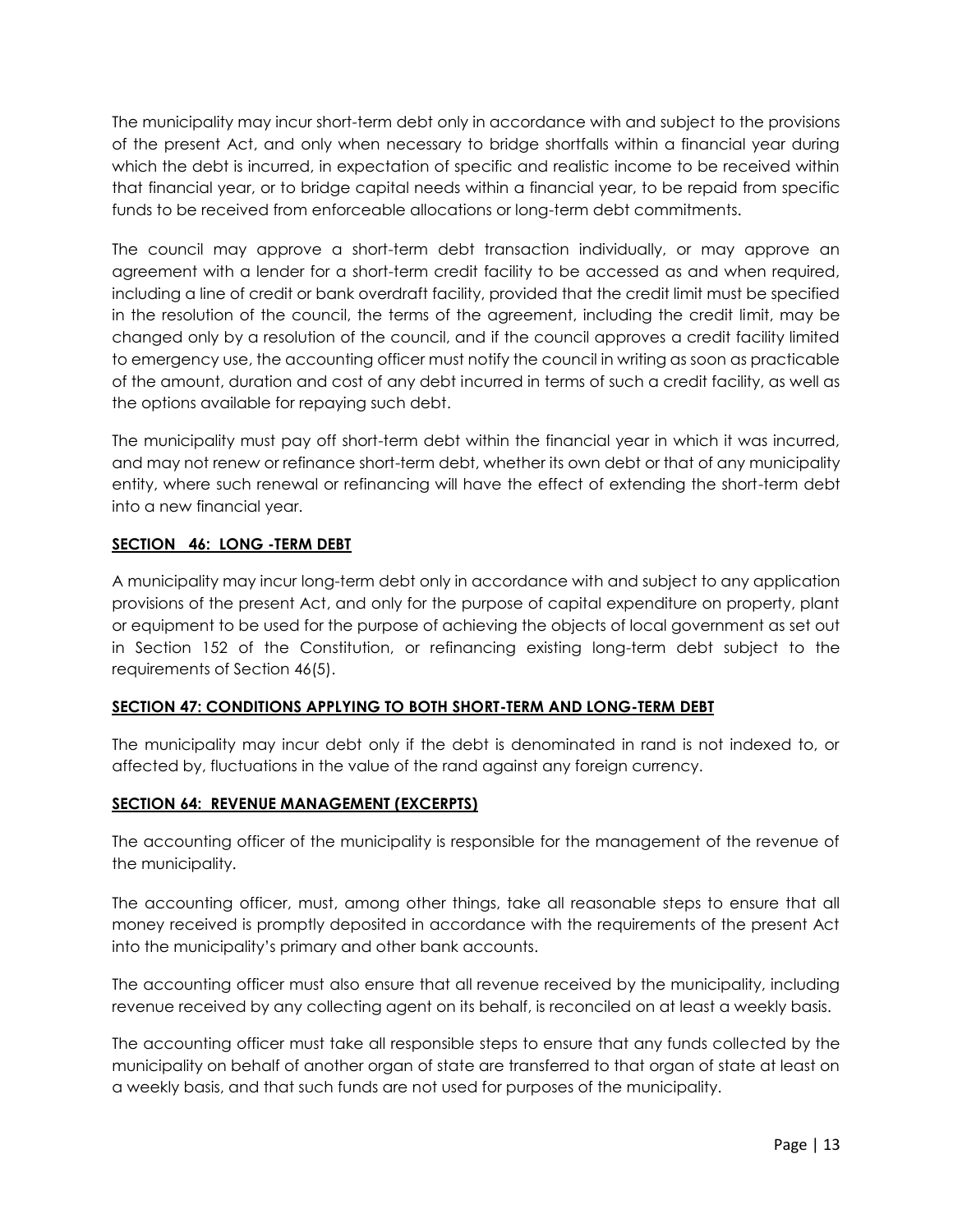The municipality may incur short-term debt only in accordance with and subject to the provisions of the present Act, and only when necessary to bridge shortfalls within a financial year during which the debt is incurred, in expectation of specific and realistic income to be received within that financial year, or to bridge capital needs within a financial year, to be repaid from specific funds to be received from enforceable allocations or long-term debt commitments.

The council may approve a short-term debt transaction individually, or may approve an agreement with a lender for a short-term credit facility to be accessed as and when required, including a line of credit or bank overdraft facility, provided that the credit limit must be specified in the resolution of the council, the terms of the agreement, including the credit limit, may be changed only by a resolution of the council, and if the council approves a credit facility limited to emergency use, the accounting officer must notify the council in writing as soon as practicable of the amount, duration and cost of any debt incurred in terms of such a credit facility, as well as the options available for repaying such debt.

The municipality must pay off short-term debt within the financial year in which it was incurred, and may not renew or refinance short-term debt, whether its own debt or that of any municipality entity, where such renewal or refinancing will have the effect of extending the short-term debt into a new financial year.

## SECTION 46: LONG -TERM DEBT

A municipality may incur long-term debt only in accordance with and subject to any application provisions of the present Act, and only for the purpose of capital expenditure on property, plant or equipment to be used for the purpose of achieving the objects of local government as set out in Section 152 of the Constitution, or refinancing existing long-term debt subject to the requirements of Section 46(5).

## SECTION 47: CONDITIONS APPLYING TO BOTH SHORT-TERM AND LONG-TERM DEBT

The municipality may incur debt only if the debt is denominated in rand is not indexed to, or affected by, fluctuations in the value of the rand against any foreign currency.

## SECTION 64: REVENUE MANAGEMENT (EXCERPTS)

The accounting officer of the municipality is responsible for the management of the revenue of the municipality.

The accounting officer, must, among other things, take all reasonable steps to ensure that all money received is promptly deposited in accordance with the requirements of the present Act into the municipality's primary and other bank accounts.

The accounting officer must also ensure that all revenue received by the municipality, including revenue received by any collecting agent on its behalf, is reconciled on at least a weekly basis.

The accounting officer must take all responsible steps to ensure that any funds collected by the municipality on behalf of another organ of state are transferred to that organ of state at least on a weekly basis, and that such funds are not used for purposes of the municipality.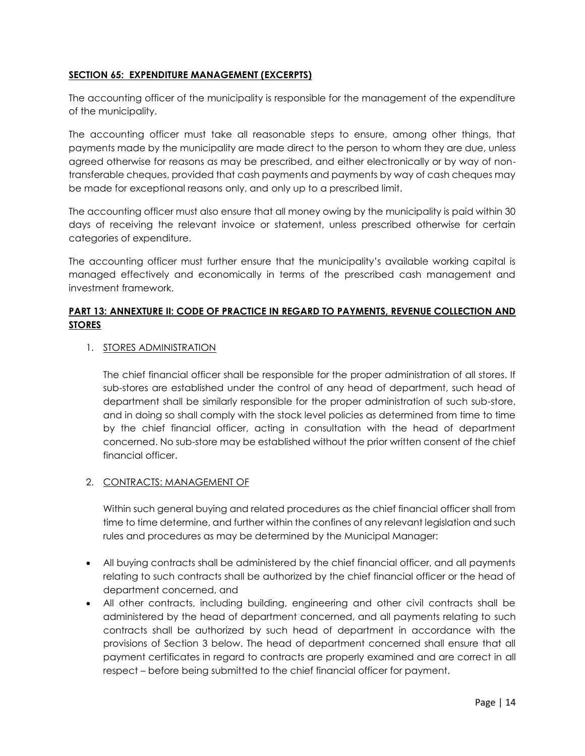**SECTION 65: EXPENDITURE MANAGEMENT (EXCERPTS)**

The accounting officer of the municipality is responsible for the management of the expenditure of the municipality.

The accounting officer must take all reasonable steps to ensure, among other things, that payments made by the municipality are made direct to the person to whom they are due, unless agreed otherwise for reasons as may be prescribed, and either electronically or by way of non-transferable cheques, provided that cash payments and payments by way of cash cheques may be made for exceptional reasons only, and only up to a prescribed limit.

The accounting officer must also ensure that all money owing by the municipality is paid within 30 days of receiving the relevant invoice or statement, unless prescribed otherwise for certain categories of expenditure.

The accounting officer must further ensure that the municipality's available working capital is managed effectively and economically in terms of the prescribed cash management and investment framework.

**PART 13: ANNEXTURE II: CODE OF PRACTICE IN REGARD TO PAYMENTS, REVENUE COLLECTION AND STORES**

1. STORES ADMINISTRATION

   The chief financial officer shall be responsible for the proper administration of all stores. If sub-stores are established under the control of any head of department, such head of department shall be similarly responsible for the proper administration of such sub-store, and in doing so shall comply with the stock level policies as determined from time to time by the chief financial officer, acting in consultation with the head of department concerned. No sub-store may be established without the prior written consent of the chief financial officer.

2. CONTRACTS: MANAGEMENT OF

   Within such general buying and related procedures as the chief financial officer shall from time to time determine, and further within the confines of any relevant legislation and such rules and procedures as may be determined by the Municipal Manager:

- All buying contracts shall be administered by the chief financial officer, and all payments relating to such contracts shall be authorized by the chief financial officer or the head of department concerned, and
- All other contracts, including building, engineering and other civil contracts shall be administered by the head of department concerned, and all payments relating to such contracts shall be authorized by such head of department in accordance with the provisions of Section 3 below. The head of department concerned shall ensure that all payment certificates in regard to contracts are properly examined and are correct in all respect – before being submitted to the chief financial officer for payment.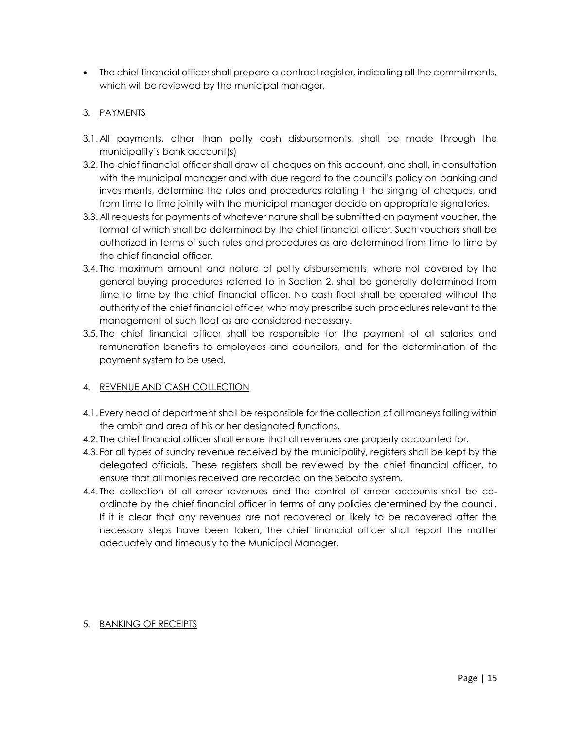- The chief financial officer shall prepare a contract register, indicating all the commitments, which will be reviewed by the municipal manager,

## 3. PAYMENTS

3.1. All payments, other than petty cash disbursements, shall be made through the municipality's bank account(s)

3.2. The chief financial officer shall draw all cheques on this account, and shall, in consultation with the municipal manager and with due regard to the council's policy on banking and investments, determine the rules and procedures relating t the singing of cheques, and from time to time jointly with the municipal manager decide on appropriate signatories.

3.3. All requests for payments of whatever nature shall be submitted on payment voucher, the format of which shall be determined by the chief financial officer. Such vouchers shall be authorized in terms of such rules and procedures as are determined from time to time by the chief financial officer.

3.4. The maximum amount and nature of petty disbursements, where not covered by the general buying procedures referred to in Section 2, shall be generally determined from time to time by the chief financial officer. No cash float shall be operated without the authority of the chief financial officer, who may prescribe such procedures relevant to the management of such float as are considered necessary.

3.5. The chief financial officer shall be responsible for the payment of all salaries and remuneration benefits to employees and councilors, and for the determination of the payment system to be used.

## 4. REVENUE AND CASH COLLECTION

4.1. Every head of department shall be responsible for the collection of all moneys falling within the ambit and area of his or her designated functions.

4.2. The chief financial officer shall ensure that all revenues are properly accounted for.

4.3. For all types of sundry revenue received by the municipality, registers shall be kept by the delegated officials. These registers shall be reviewed by the chief financial officer, to ensure that all monies received are recorded on the Sebata system.

4.4. The collection of all arrear revenues and the control of arrear accounts shall be co-ordinate by the chief financial officer in terms of any policies determined by the council. If it is clear that any revenues are not recovered or likely to be recovered after the necessary steps have been taken, the chief financial officer shall report the matter adequately and timeously to the Municipal Manager.

## 5. BANKING OF RECEIPTS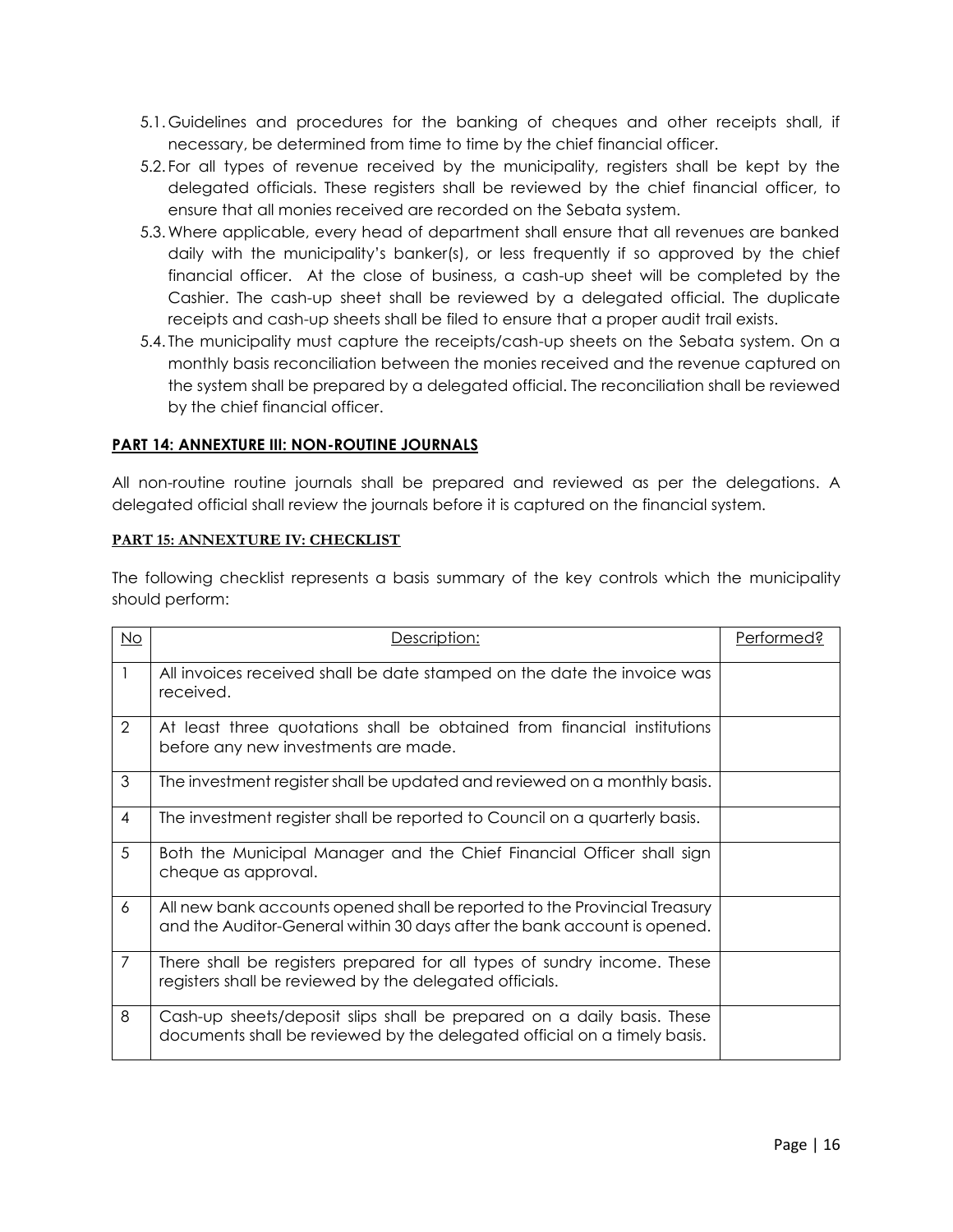5.1. Guidelines and procedures for the banking of cheques and other receipts shall, if necessary, be determined from time to time by the chief financial officer.

5.2. For all types of revenue received by the municipality, registers shall be kept by the delegated officials. These registers shall be reviewed by the chief financial officer, to ensure that all monies received are recorded on the Sebata system.

5.3. Where applicable, every head of department shall ensure that all revenues are banked daily with the municipality's banker(s), or less frequently if so approved by the chief financial officer. At the close of business, a cash-up sheet will be completed by the Cashier. The cash-up sheet shall be reviewed by a delegated official. The duplicate receipts and cash-up sheets shall be filed to ensure that a proper audit trail exists.

5.4. The municipality must capture the receipts/cash-up sheets on the Sebata system. On a monthly basis reconciliation between the monies received and the revenue captured on the system shall be prepared by a delegated official. The reconciliation shall be reviewed by the chief financial officer.

## PART 14: ANNEXTURE III: NON-ROUTINE JOURNALS

All non-routine routine journals shall be prepared and reviewed as per the delegations. A delegated official shall review the journals before it is captured on the financial system.

## PART 15: ANNEXTURE IV: CHECKLIST

The following checklist represents a basis summary of the key controls which the municipality should perform:

| No | Description: | Performed? |
|---|---|---|
| 1 | All invoices received shall be date stamped on the date the invoice was received. | |
| 2 | At least three quotations shall be obtained from financial institutions before any new investments are made. | |
| 3 | The investment register shall be updated and reviewed on a monthly basis. | |
| 4 | The investment register shall be reported to Council on a quarterly basis. | |
| 5 | Both the Municipal Manager and the Chief Financial Officer shall sign cheque as approval. | |
| 6 | All new bank accounts opened shall be reported to the Provincial Treasury and the Auditor-General within 30 days after the bank account is opened. | |
| 7 | There shall be registers prepared for all types of sundry income. These registers shall be reviewed by the delegated officials. | |
| 8 | Cash-up sheets/deposit slips shall be prepared on a daily basis. These documents shall be reviewed by the delegated official on a timely basis. | |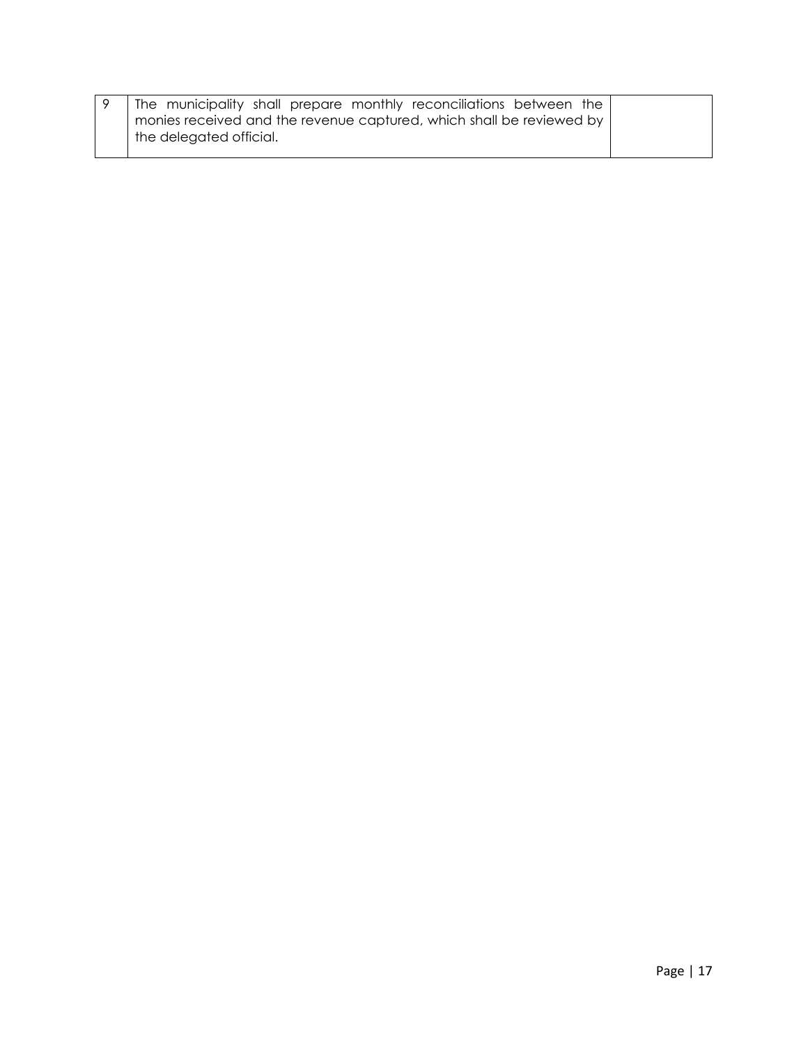| | | |
|---|---|---|
| 9 | The municipality shall prepare monthly reconciliations between the monies received and the revenue captured, which shall be reviewed by the delegated official. | |